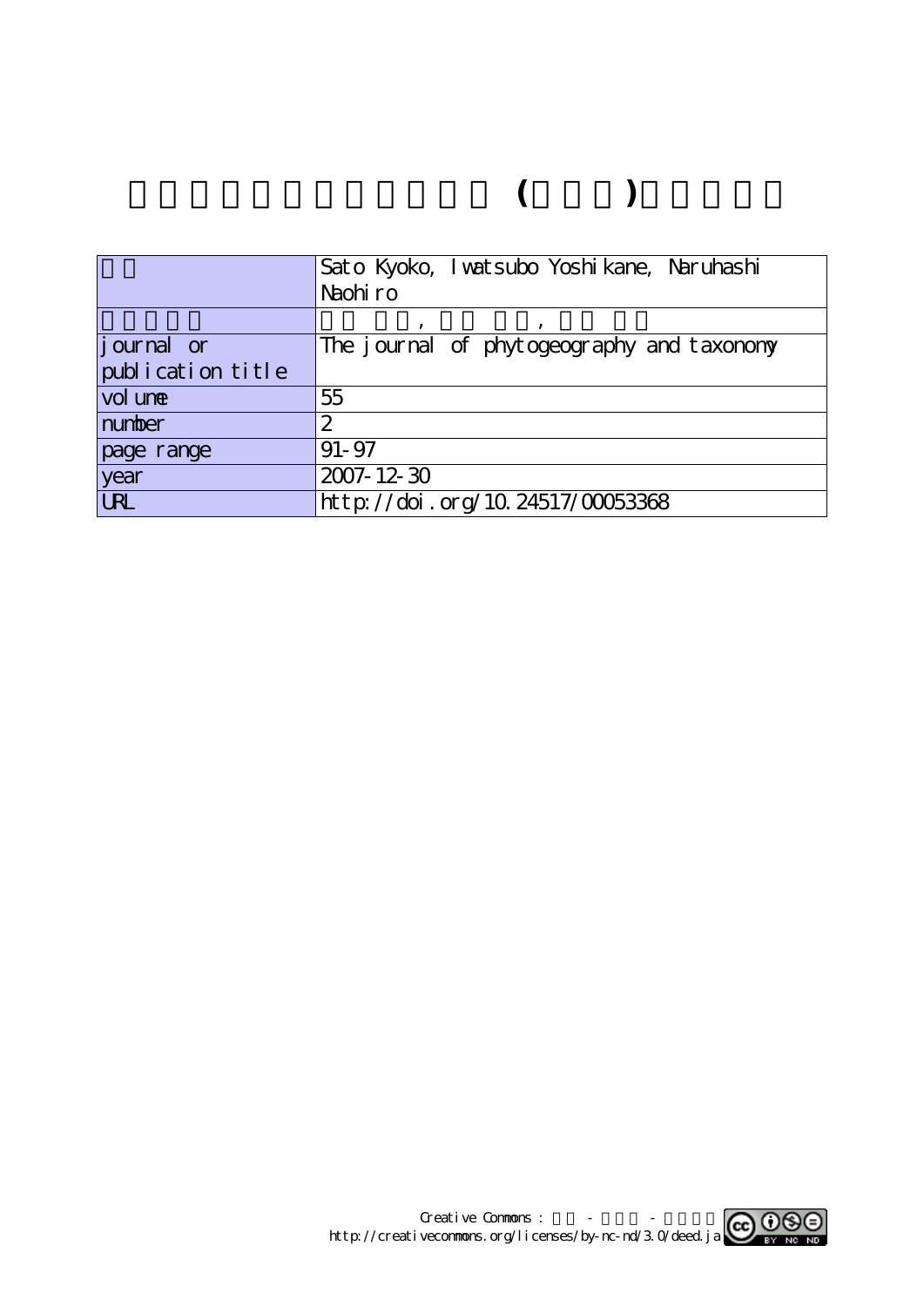# (    )

| | Sato Kyoko, Iwatsubo Yoshikane, Naruhashi Naohiro |
|---|---|
| | , , |
| journal or publication title | The journal of phytogeography and taxonomy |
| volume | 55 |
| number | 2 |
| page range | 91-97 |
| year | 2007-12-30 |
| URL | http://doi.org/10.24517/00053368 |

Creative Commons : - -
http://creativecommons.org/licenses/by-nc-nd/3.0/deed.ja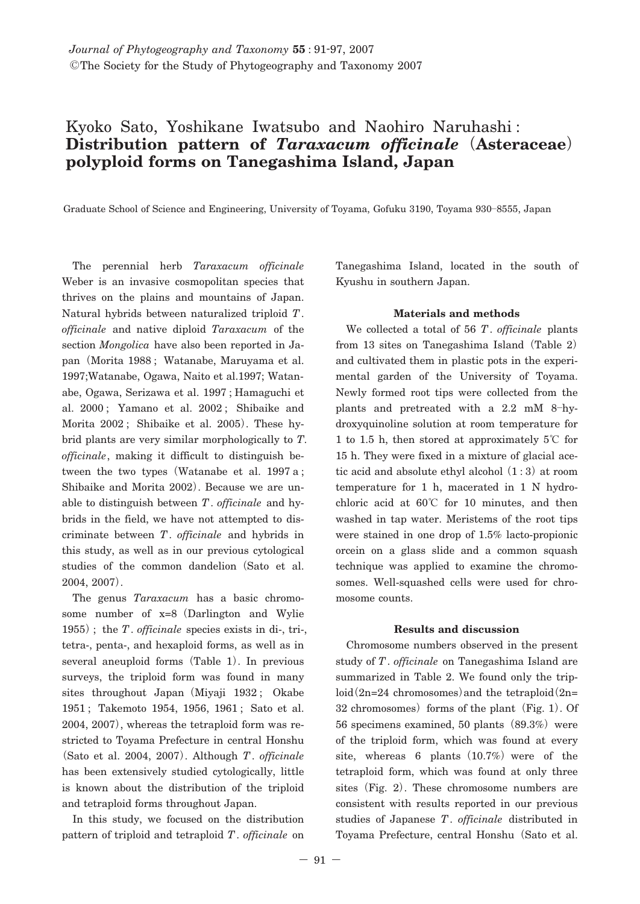*Journal of Phytogeography and Taxonomy* **55** : 91-97, 2007
©The Society for the Study of Phytogeography and Taxonomy 2007

# Kyoko Sato, Yoshikane Iwatsubo and Naohiro Naruhashi : **Distribution pattern of *Taraxacum officinale* (Asteraceae) polyploid forms on Tanegashima Island, Japan**

Graduate School of Science and Engineering, University of Toyama, Gofuku 3190, Toyama 930–8555, Japan

The perennial herb *Taraxacum officinale* Weber is an invasive cosmopolitan species that thrives on the plains and mountains of Japan. Natural hybrids between naturalized triploid *T. officinale* and native diploid *Taraxacum* of the section *Mongolica* have also been reported in Japan (Morita 1988 ; Watanabe, Maruyama et al. 1997;Watanabe, Ogawa, Naito et al.1997; Watanabe, Ogawa, Serizawa et al. 1997 ; Hamaguchi et al. 2000 ; Yamano et al. 2002 ; Shibaike and Morita 2002 ; Shibaike et al. 2005). These hybrid plants are very similar morphologically to *T. officinale*, making it difficult to distinguish between the two types (Watanabe et al. 1997 a ; Shibaike and Morita 2002). Because we are unable to distinguish between *T. officinale* and hybrids in the field, we have not attempted to discriminate between *T. officinale* and hybrids in this study, as well as in our previous cytological studies of the common dandelion (Sato et al. 2004, 2007).

The genus *Taraxacum* has a basic chromosome number of x=8 (Darlington and Wylie 1955) ; the *T. officinale* species exists in di-, tri-, tetra-, penta-, and hexaploid forms, as well as in several aneuploid forms (Table 1). In previous surveys, the triploid form was found in many sites throughout Japan (Miyaji 1932 ; Okabe 1951 ; Takemoto 1954, 1956, 1961 ; Sato et al. 2004, 2007), whereas the tetraploid form was restricted to Toyama Prefecture in central Honshu (Sato et al. 2004, 2007). Although *T. officinale* has been extensively studied cytologically, little is known about the distribution of the triploid and tetraploid forms throughout Japan.

In this study, we focused on the distribution pattern of triploid and tetraploid *T. officinale* on Tanegashima Island, located in the south of Kyushu in southern Japan.

### Materials and methods

We collected a total of 56 *T. officinale* plants from 13 sites on Tanegashima Island (Table 2) and cultivated them in plastic pots in the experimental garden of the University of Toyama. Newly formed root tips were collected from the plants and pretreated with a 2.2 mM 8–hydroxyquinoline solution at room temperature for 1 to 1.5 h, then stored at approximately 5℃ for 15 h. They were fixed in a mixture of glacial acetic acid and absolute ethyl alcohol (1 : 3) at room temperature for 1 h, macerated in 1 N hydrochloric acid at 60℃ for 10 minutes, and then washed in tap water. Meristems of the root tips were stained in one drop of 1.5% lacto-propionic orcein on a glass slide and a common squash technique was applied to examine the chromosomes. Well-squashed cells were used for chromosome counts.

### Results and discussion

Chromosome numbers observed in the present study of *T. officinale* on Tanegashima Island are summarized in Table 2. We found only the triploid (2n=24 chromosomes) and the tetraploid (2n=32 chromosomes) forms of the plant (Fig. 1). Of 56 specimens examined, 50 plants (89.3%) were of the triploid form, which was found at every site, whereas 6 plants (10.7%) were of the tetraploid form, which was found at only three sites (Fig. 2). These chromosome numbers are consistent with results reported in our previous studies of Japanese *T. officinale* distributed in Toyama Prefecture, central Honshu (Sato et al.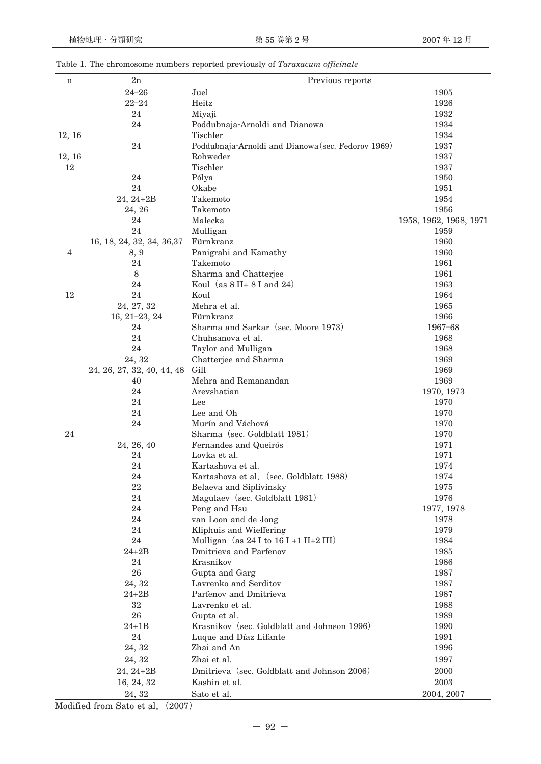Table 1. The chromosome numbers reported previously of *Taraxacum officinale*

| n | 2n | Previous reports | |
|---|---|---|---|
| | 24–26 | Juel | 1905 |
| | 22–24 | Heitz | 1926 |
| | 24 | Miyaji | 1932 |
| | 24 | Poddubnaja-Arnoldi and Dianowa | 1934 |
| 12, 16 | | Tischler | 1934 |
| | 24 | Poddubnaja-Arnoldi and Dianowa (sec. Fedorov 1969) | 1937 |
| 12, 16 | | Rohweder | 1937 |
| 12 | | Tischler | 1937 |
| | 24 | Pólya | 1950 |
| | 24 | Okabe | 1951 |
| | 24, 24+2B | Takemoto | 1954 |
| | 24, 26 | Takemoto | 1956 |
| | 24 | Malecka | 1958, 1962, 1968, 1971 |
| | 24 | Mulligan | 1959 |
| | 16, 18, 24, 32, 34, 36,37 | Fürnkranz | 1960 |
| 4 | 8, 9 | Panigrahi and Kamathy | 1960 |
| | 24 | Takemoto | 1961 |
| | 8 | Sharma and Chatterjee | 1961 |
| | 24 | Koul (as 8 II+ 8 I and 24) | 1963 |
| 12 | 24 | Koul | 1964 |
| | 24, 27, 32 | Mehra et al. | 1965 |
| | 16, 21–23, 24 | Fürnkranz | 1966 |
| | 24 | Sharma and Sarkar (sec. Moore 1973) | 1967–68 |
| | 24 | Chuhsanova et al. | 1968 |
| | 24 | Taylor and Mulligan | 1968 |
| | 24, 32 | Chatterjee and Sharma | 1969 |
| | 24, 26, 27, 32, 40, 44, 48 | Gill | 1969 |
| | 40 | Mehra and Remanandan | 1969 |
| | 24 | Arevshatian | 1970, 1973 |
| | 24 | Lee | 1970 |
| | 24 | Lee and Oh | 1970 |
| | 24 | Murín and Váchová | 1970 |
| 24 | | Sharma (sec. Goldblatt 1981) | 1970 |
| | 24, 26, 40 | Fernandes and Queirós | 1971 |
| | 24 | Lovka et al. | 1971 |
| | 24 | Kartashova et al. | 1974 |
| | 24 | Kartashova et al. (sec. Goldblatt 1988) | 1974 |
| | 22 | Belaeva and Siplivinsky | 1975 |
| | 24 | Magulaev (sec. Goldblatt 1981) | 1976 |
| | 24 | Peng and Hsu | 1977, 1978 |
| | 24 | van Loon and de Jong | 1978 |
| | 24 | Kliphuis and Wieffering | 1979 |
| | 24 | Mulligan (as 24 I to 16 I +1 II+2 III) | 1984 |
| | 24+2B | Dmitrieva and Parfenov | 1985 |
| | 24 | Krasnikov | 1986 |
| | 26 | Gupta and Garg | 1987 |
| | 24, 32 | Lavrenko and Serditov | 1987 |
| | 24+2B | Parfenov and Dmitrieva | 1987 |
| | 32 | Lavrenko et al. | 1988 |
| | 26 | Gupta et al. | 1989 |
| | 24+1B | Krasnikov (sec. Goldblatt and Johnson 1996) | 1990 |
| | 24 | Luque and Díaz Lifante | 1991 |
| | 24, 32 | Zhai and An | 1996 |
| | 24, 32 | Zhai et al. | 1997 |
| | 24, 24+2B | Dmitrieva (sec. Goldblatt and Johnson 2006) | 2000 |
| | 16, 24, 32 | Kashin et al. | 2003 |
| | 24, 32 | Sato et al. | 2004, 2007 |

Modified from Sato et al. (2007)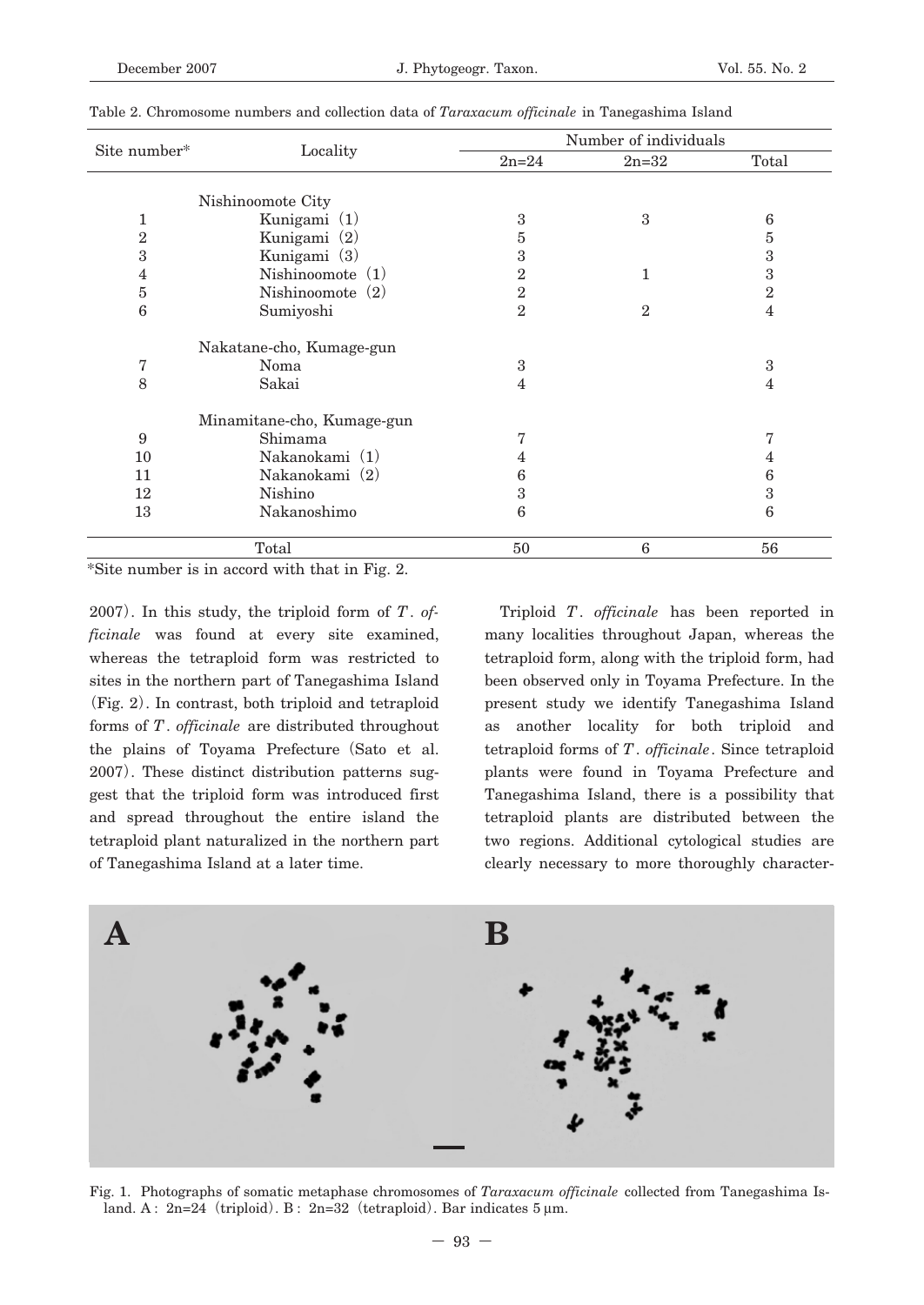Table 2. Chromosome numbers and collection data of *Taraxacum officinale* in Tanegashima Island

| Site number* | Locality | Number of individuals | | |
|---|---|---|---|---|
| | | 2n=24 | 2n=32 | Total |
| | Nishinoomote City | | | |
| 1 | Kunigami (1) | 3 | 3 | 6 |
| 2 | Kunigami (2) | 5 | | 5 |
| 3 | Kunigami (3) | 3 | | 3 |
| 4 | Nishinoomote (1) | 2 | 1 | 3 |
| 5 | Nishinoomote (2) | 2 | | 2 |
| 6 | Sumiyoshi | 2 | 2 | 4 |
| | Nakatane-cho, Kumage-gun | | | |
| 7 | Noma | 3 | | 3 |
| 8 | Sakai | 4 | | 4 |
| | Minamitane-cho, Kumage-gun | | | |
| 9 | Shimama | 7 | | 7 |
| 10 | Nakanokami (1) | 4 | | 4 |
| 11 | Nakanokami (2) | 6 | | 6 |
| 12 | Nishino | 3 | | 3 |
| 13 | Nakanoshimo | 6 | | 6 |
| | Total | 50 | 6 | 56 |

*Site number is in accord with that in Fig. 2.

2007). In this study, the triploid form of *T. officinale* was found at every site examined, whereas the tetraploid form was restricted to sites in the northern part of Tanegashima Island (Fig. 2). In contrast, both triploid and tetraploid forms of *T. officinale* are distributed throughout the plains of Toyama Prefecture (Sato et al. 2007). These distinct distribution patterns suggest that the triploid form was introduced first and spread throughout the entire island the tetraploid plant naturalized in the northern part of Tanegashima Island at a later time.

Triploid *T. officinale* has been reported in many localities throughout Japan, whereas the tetraploid form, along with the triploid form, had been observed only in Toyama Prefecture. In the present study we identify Tanegashima Island as another locality for both triploid and tetraploid forms of *T. officinale*. Since tetraploid plants were found in Toyama Prefecture and Tanegashima Island, there is a possibility that tetraploid plants are distributed between the two regions. Additional cytological studies are clearly necessary to more thoroughly character-

Fig. 1. Photographs of somatic metaphase chromosomes of *Taraxacum officinale* collected from Tanegashima Island. A: 2n=24 (triploid). B: 2n=32 (tetraploid). Bar indicates 5 μm.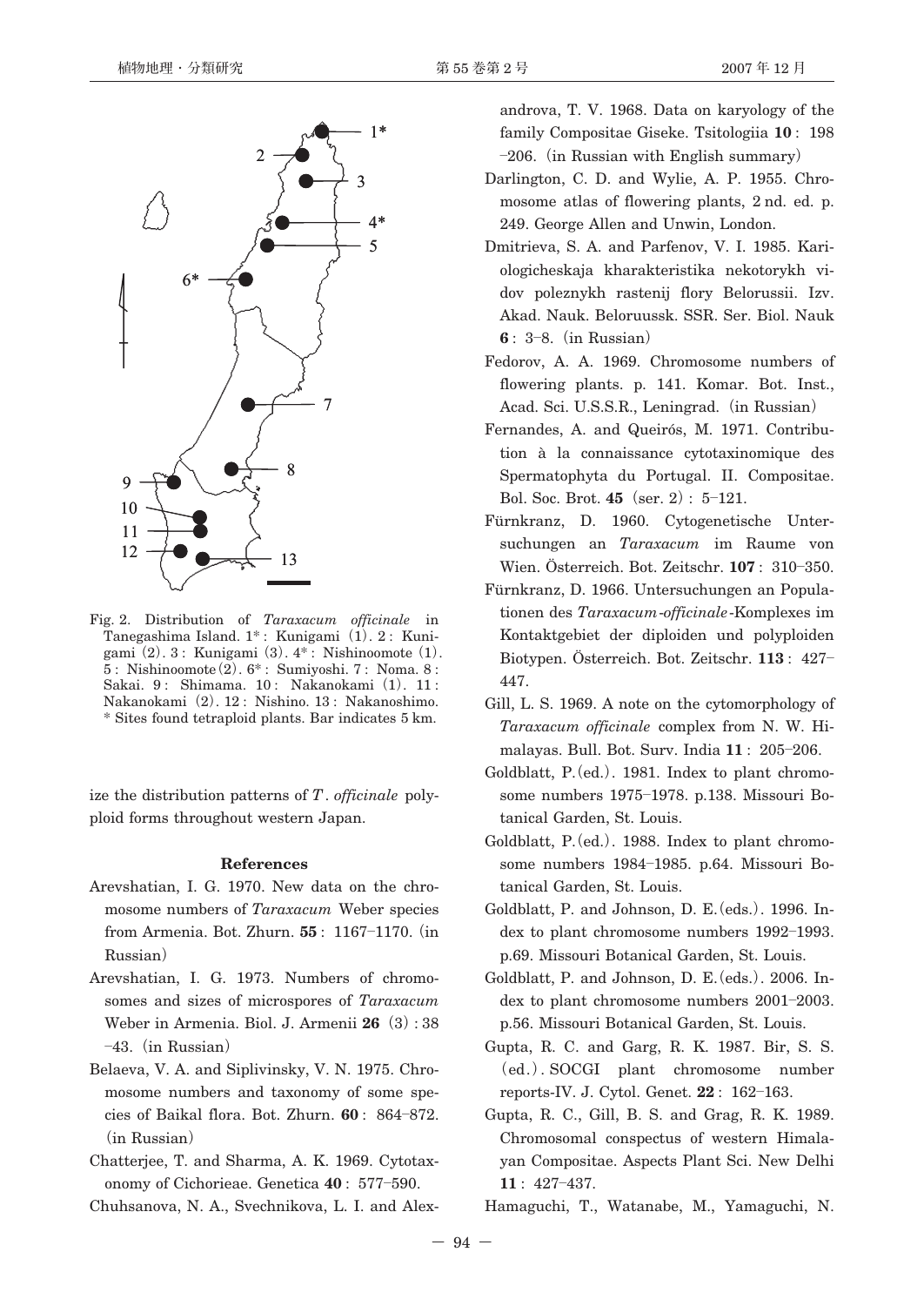Fig. 2. Distribution of *Taraxacum officinale* in Tanegashima Island. 1*: Kunigami (1). 2: Kunigami (2). 3: Kunigami (3). 4*: Nishinoomote (1). 5: Nishinoomote (2). 6*: Sumiyoshi. 7: Noma. 8: Sakai. 9: Shimama. 10: Nakanokami (1). 11: Nakanokami (2). 12: Nishino. 13: Nakanoshimo. * Sites found tetraploid plants. Bar indicates 5 km.

ize the distribution patterns of *T. officinale* polyploid forms throughout western Japan.

### References

Arevshatian, I. G. 1970. New data on the chromosome numbers of *Taraxacum* Weber species from Armenia. Bot. Zhurn. **55**: 1167–1170. (in Russian)

Arevshatian, I. G. 1973. Numbers of chromosomes and sizes of microspores of *Taraxacum* Weber in Armenia. Biol. J. Armenii **26** (3): 38–43. (in Russian)

Belaeva, V. A. and Siplivinsky, V. N. 1975. Chromosome numbers and taxonomy of some species of Baikal flora. Bot. Zhurn. **60**: 864–872. (in Russian)

Chatterjee, T. and Sharma, A. K. 1969. Cytotaxonomy of Cichorieae. Genetica **40**: 577–590.

Chuhsanova, N. A., Svechnikova, L. I. and Alexandrova, T. V. 1968. Data on karyology of the family Compositae Giseke. Tsitologiia **10**: 198–206. (in Russian with English summary)

Darlington, C. D. and Wylie, A. P. 1955. Chromosome atlas of flowering plants, 2 nd. ed. p. 249. George Allen and Unwin, London.

Dmitrieva, S. A. and Parfenov, V. I. 1985. Kariologicheskaja kharakteristika nekotorykh vidov poleznykh rastenij flory Belorussii. Izv. Akad. Nauk. Beloruussk. SSR. Ser. Biol. Nauk **6**: 3–8. (in Russian)

Fedorov, A. A. 1969. Chromosome numbers of flowering plants. p. 141. Komar. Bot. Inst., Acad. Sci. U.S.S.R., Leningrad. (in Russian)

Fernandes, A. and Queirós, M. 1971. Contribution à la connaissance cytotaxinomique des Spermatophyta du Portugal. II. Compositae. Bol. Soc. Brot. **45** (ser. 2): 5–121.

Fürnkranz, D. 1960. Cytogenetische Untersuchungen an *Taraxacum* im Raume von Wien. Österreich. Bot. Zeitschr. **107**: 310–350.

Fürnkranz, D. 1966. Untersuchungen an Populationen des *Taraxacum*-*officinale*-Komplexes im Kontaktgebiet der diploiden und polyploiden Biotypen. Österreich. Bot. Zeitschr. **113**: 427–447.

Gill, L. S. 1969. A note on the cytomorphology of *Taraxacum officinale* complex from N. W. Himalayas. Bull. Bot. Surv. India **11**: 205–206.

Goldblatt, P. (ed.). 1981. Index to plant chromosome numbers 1975–1978. p.138. Missouri Botanical Garden, St. Louis.

Goldblatt, P. (ed.). 1988. Index to plant chromosome numbers 1984–1985. p.64. Missouri Botanical Garden, St. Louis.

Goldblatt, P. and Johnson, D. E. (eds.). 1996. Index to plant chromosome numbers 1992–1993. p.69. Missouri Botanical Garden, St. Louis.

Goldblatt, P. and Johnson, D. E. (eds.). 2006. Index to plant chromosome numbers 2001–2003. p.56. Missouri Botanical Garden, St. Louis.

Gupta, R. C. and Garg, R. K. 1987. Bir, S. S. (ed.). SOCGI plant chromosome number reports-IV. J. Cytol. Genet. **22**: 162–163.

Gupta, R. C., Gill, B. S. and Grag, R. K. 1989. Chromosomal conspectus of western Himalayan Compositae. Aspects Plant Sci. New Delhi **11**: 427–437.

Hamaguchi, T., Watanabe, M., Yamaguchi, N.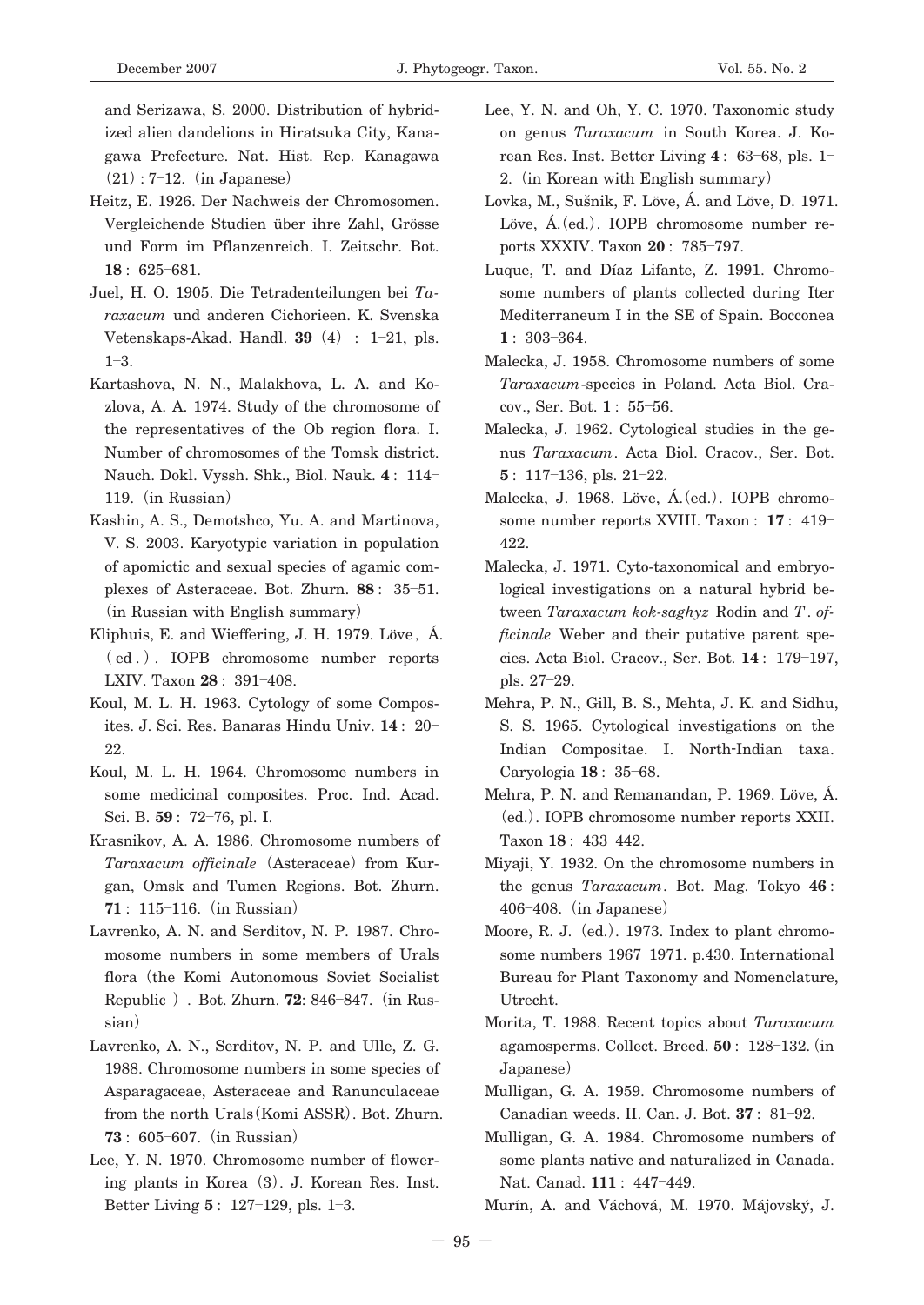and Serizawa, S. 2000. Distribution of hybridized alien dandelions in Hiratsuka City, Kanagawa Prefecture. Nat. Hist. Rep. Kanagawa (21) : 7–12. (in Japanese)

Heitz, E. 1926. Der Nachweis der Chromosomen. Vergleichende Studien über ihre Zahl, Grösse und Form im Pflanzenreich. I. Zeitschr. Bot. **18** : 625–681.

Juel, H. O. 1905. Die Tetradenteilungen bei *Taraxacum* und anderen Cichorieen. K. Svenska Vetenskaps-Akad. Handl. **39** (4) : 1–21, pls. 1–3.

Kartashova, N. N., Malakhova, L. A. and Kozlova, A. A. 1974. Study of the chromosome of the representatives of the Ob region flora. I. Number of chromosomes of the Tomsk district. Nauch. Dokl. Vyssh. Shk., Biol. Nauk. **4** : 114–119. (in Russian)

Kashin, A. S., Demotshco, Yu. A. and Martinova, V. S. 2003. Karyotypic variation in population of apomictic and sexual species of agamic complexes of Asteraceae. Bot. Zhurn. **88** : 35–51. (in Russian with English summary)

Kliphuis, E. and Wieffering, J. H. 1979. Löve, Á. (ed.). IOPB chromosome number reports LXIV. Taxon **28** : 391–408.

Koul, M. L. H. 1963. Cytology of some Composites. J. Sci. Res. Banaras Hindu Univ. **14** : 20–22.

Koul, M. L. H. 1964. Chromosome numbers in some medicinal composites. Proc. Ind. Acad. Sci. B. **59** : 72–76, pl. I.

Krasnikov, A. A. 1986. Chromosome numbers of *Taraxacum officinale* (Asteraceae) from Kurgan, Omsk and Tumen Regions. Bot. Zhurn. **71** : 115–116. (in Russian)

Lavrenko, A. N. and Serditov, N. P. 1987. Chromosome numbers in some members of Urals flora (the Komi Autonomous Soviet Socialist Republic). Bot. Zhurn. **72**: 846–847. (in Russian)

Lavrenko, A. N., Serditov, N. P. and Ulle, Z. G. 1988. Chromosome numbers in some species of Asparagaceae, Asteraceae and Ranunculaceae from the north Urals (Komi ASSR). Bot. Zhurn. **73** : 605–607. (in Russian)

Lee, Y. N. 1970. Chromosome number of flowering plants in Korea (3). J. Korean Res. Inst. Better Living **5** : 127–129, pls. 1–3.

Lee, Y. N. and Oh, Y. C. 1970. Taxonomic study on genus *Taraxacum* in South Korea. J. Korean Res. Inst. Better Living **4** : 63–68, pls. 1–2. (in Korean with English summary)

Lovka, M., Sušnik, F. Löve, Á. and Löve, D. 1971. Löve, Á. (ed.). IOPB chromosome number reports XXXIV. Taxon **20** : 785–797.

Luque, T. and Díaz Lifante, Z. 1991. Chromosome numbers of plants collected during Iter Mediterraneum I in the SE of Spain. Bocconea **1** : 303–364.

Malecka, J. 1958. Chromosome numbers of some *Taraxacum*-species in Poland. Acta Biol. Cracov., Ser. Bot. **1** : 55–56.

Malecka, J. 1962. Cytological studies in the genus *Taraxacum*. Acta Biol. Cracov., Ser. Bot. **5** : 117–136, pls. 21–22.

Malecka, J. 1968. Löve, Á. (ed.). IOPB chromosome number reports XVIII. Taxon : **17** : 419–422.

Malecka, J. 1971. Cyto-taxonomical and embryological investigations on a natural hybrid between *Taraxacum kok-saghyz* Rodin and *T. officinale* Weber and their putative parent species. Acta Biol. Cracov., Ser. Bot. **14** : 179–197, pls. 27–29.

Mehra, P. N., Gill, B. S., Mehta, J. K. and Sidhu, S. S. 1965. Cytological investigations on the Indian Compositae. I. North-Indian taxa. Caryologia **18** : 35–68.

Mehra, P. N. and Remanandan, P. 1969. Löve, Á. (ed.). IOPB chromosome number reports XXII. Taxon **18** : 433–442.

Miyaji, Y. 1932. On the chromosome numbers in the genus *Taraxacum*. Bot. Mag. Tokyo **46** : 406–408. (in Japanese)

Moore, R. J. (ed.). 1973. Index to plant chromosome numbers 1967–1971. p.430. International Bureau for Plant Taxonomy and Nomenclature, Utrecht.

Morita, T. 1988. Recent topics about *Taraxacum* agamosperms. Collect. Breed. **50** : 128–132. (in Japanese)

Mulligan, G. A. 1959. Chromosome numbers of Canadian weeds. II. Can. J. Bot. **37** : 81–92.

Mulligan, G. A. 1984. Chromosome numbers of some plants native and naturalized in Canada. Nat. Canad. **111** : 447–449.

Murín, A. and Váchová, M. 1970. Májovský, J.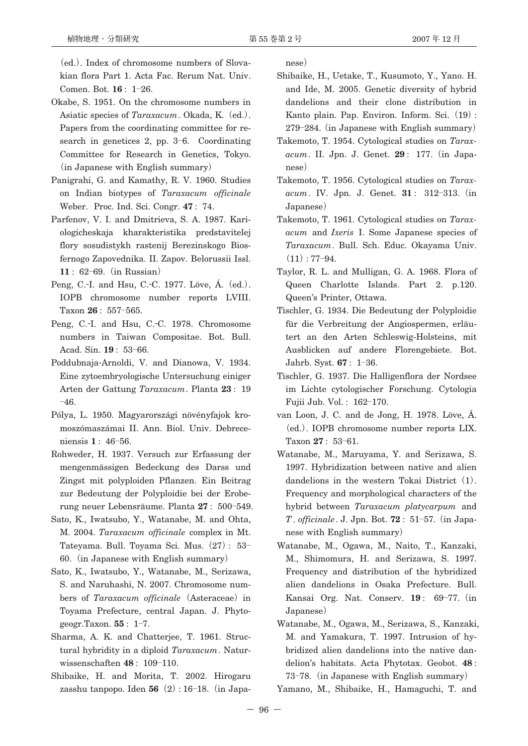(ed.). Index of chromosome numbers of Slovakian flora Part 1. Acta Fac. Rerum Nat. Univ. Comen. Bot. **16**: 1–26.

Okabe, S. 1951. On the chromosome numbers in Asiatic species of *Taraxacum*. Okada, K. (ed.). Papers from the coordinating committee for research in genetices 2, pp. 3–6. Coordinating Committee for Research in Genetics, Tokyo. (in Japanese with English summary)

Panigrahi, G. and Kamathy, R. V. 1960. Studies on Indian biotypes of *Taraxacum officinale* Weber. Proc. Ind. Sci. Congr. **47**: 74.

Parfenov, V. I. and Dmitrieva, S. A. 1987. Kariologicheskaja kharakteristika predstavitelej flory sosudistykh rastenij Berezinskogo Biosfernogo Zapovednika. II. Zapov. Belorussii Issl. **11**: 62–69. (in Russian)

Peng, C.-I. and Hsu, C.-C. 1977. Löve, Á. (ed.). IOPB chromosome number reports LVIII. Taxon **26**: 557–565.

Peng, C.-I. and Hsu, C.-C. 1978. Chromosome numbers in Taiwan Compositae. Bot. Bull. Acad. Sin. **19**: 53–66.

Poddubnaja-Arnoldi, V. and Dianowa, V. 1934. Eine zytoembryologische Untersuchung einiger Arten der Gattung *Taraxacum*. Planta **23**: 19–46.

Pólya, L. 1950. Magyarországi növényfajok kromoszómaszámai II. Ann. Biol. Univ. Debreceniensis **1**: 46–56.

Rohweder, H. 1937. Versuch zur Erfassung der mengenmässigen Bedeckung des Darss und Zingst mit polyploiden Pflanzen. Ein Beitrag zur Bedeutung der Polyploidie bei der Eroberung neuer Lebensräume. Planta **27**: 500–549.

Sato, K., Iwatsubo, Y., Watanabe, M. and Ohta, M. 2004. *Taraxacum officinale* complex in Mt. Tateyama. Bull. Toyama Sci. Mus. (27): 53–60. (in Japanese with English summary)

Sato, K., Iwatsubo, Y., Watanabe, M., Serizawa, S. and Naruhashi, N. 2007. Chromosome numbers of *Taraxacum officinale* (Asteraceae) in Toyama Prefecture, central Japan. J. Phytogeogr.Taxon. **55**: 1–7.

Sharma, A. K. and Chatterjee, T. 1961. Structural hybridity in a diploid *Taraxacum*. Naturwissenschaften **48**: 109–110.

Shibaike, H. and Morita, T. 2002. Hirogaru zasshu tanpopo. Iden **56** (2): 16–18. (in Japanese)

Shibaike, H., Uetake, T., Kusumoto, Y., Yano. H. and Ide, M. 2005. Genetic diversity of hybrid dandelions and their clone distribution in Kanto plain. Pap. Environ. Inform. Sci. (19): 279–284. (in Japanese with English summary)

Takemoto, T. 1954. Cytological studies on *Taraxacum*. II. Jpn. J. Genet. **29**: 177. (in Japanese)

Takemoto, T. 1956. Cytological studies on *Taraxacum*. IV. Jpn. J. Genet. **31**: 312–313. (in Japanese)

Takemoto, T. 1961. Cytological studies on *Taraxacum* and *Ixeris* I. Some Japanese species of *Taraxacum*. Bull. Sch. Educ. Okayama Univ. (11): 77–94.

Taylor, R. L. and Mulligan, G. A. 1968. Flora of Queen Charlotte Islands. Part 2. p.120. Queen's Printer, Ottawa.

Tischler, G. 1934. Die Bedeutung der Polyploidie für die Verbreitung der Angiospermen, erläutert an den Arten Schleswig-Holsteins, mit Ausblicken auf andere Florengebiete. Bot. Jahrb. Syst. **67**: 1–36.

Tischler, G. 1937. Die Halligenflora der Nordsee im Lichte cytologischer Forschung. Cytologia Fujii Jub. Vol.: 162–170.

van Loon, J. C. and de Jong, H. 1978. Löve, Á. (ed.). IOPB chromosome number reports LIX. Taxon **27**: 53–61.

Watanabe, M., Maruyama, Y. and Serizawa, S. 1997. Hybridization between native and alien dandelions in the western Tokai District (1). Frequency and morphological characters of the hybrid between *Taraxacum platycarpum* and *T. officinale*. J. Jpn. Bot. **72**: 51–57. (in Japanese with English summary)

Watanabe, M., Ogawa, M., Naito, T., Kanzaki, M., Shimomura, H. and Serizawa, S. 1997. Frequency and distribution of the hybridized alien dandelions in Osaka Prefecture. Bull. Kansai Org. Nat. Conserv. **19**: 69–77. (in Japanese)

Watanabe, M., Ogawa, M., Serizawa, S., Kanzaki, M. and Yamakura, T. 1997. Intrusion of hybridized alien dandelions into the native dandelion's habitats. Acta Phytotax. Geobot. **48**: 73–78. (in Japanese with English summary)

Yamano, M., Shibaike, H., Hamaguchi, T. and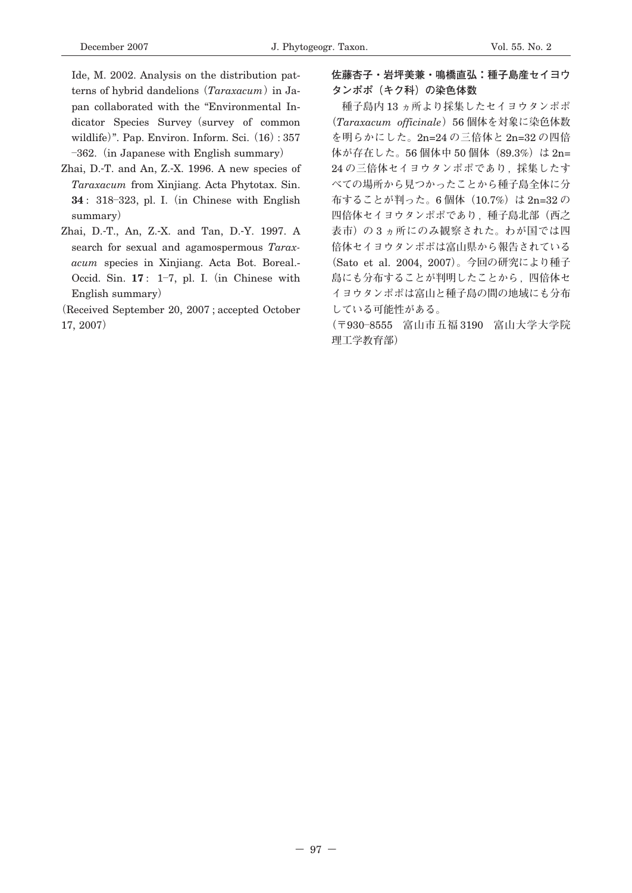Ide, M. 2002. Analysis on the distribution patterns of hybrid dandelions (*Taraxacum*) in Japan collaborated with the "Environmental Indicator Species Survey (survey of common wildlife)". Pap. Environ. Inform. Sci. (16) : 357–362. (in Japanese with English summary)

Zhai, D.-T. and An, Z.-X. 1996. A new species of *Taraxacum* from Xinjiang. Acta Phytotax. Sin. **34** : 318–323, pl. I. (in Chinese with English summary)

Zhai, D.-T., An, Z.-X. and Tan, D.-Y. 1997. A search for sexual and agamospermous *Taraxacum* species in Xinjiang. Acta Bot. Boreal.-Occid. Sin. **17** : 1–7, pl. I. (in Chinese with English summary)

(Received September 20, 2007 ; accepted October 17, 2007)

**佐藤杏子・岩坪美兼・鳴橋直弘：種子島産セイヨウタンポポ（キク科）の染色体数**

種子島内13ヵ所より採集したセイヨウタンポポ（*Taraxacum officinale*）56個体を対象に染色体数を明らかにした。2n=24の三倍体と2n=32の四倍体が存在した。56個体中50個体（89.3%）は2n=24の三倍体セイヨウタンポポであり，採集したすべての場所から見つかったことから種子島全体に分布することが判った。6個体（10.7%）は2n=32の四倍体セイヨウタンポポであり，種子島北部（西之表市）の3ヵ所にのみ観察された。わが国では四倍体セイヨウタンポポは富山県から報告されている（Sato et al. 2004, 2007）。今回の研究により種子島にも分布することが判明したことから，四倍体セイヨウタンポポは富山と種子島の間の地域にも分布している可能性がある。

（〒930–8555　富山市五福3190　富山大学大学院理工学教育部）